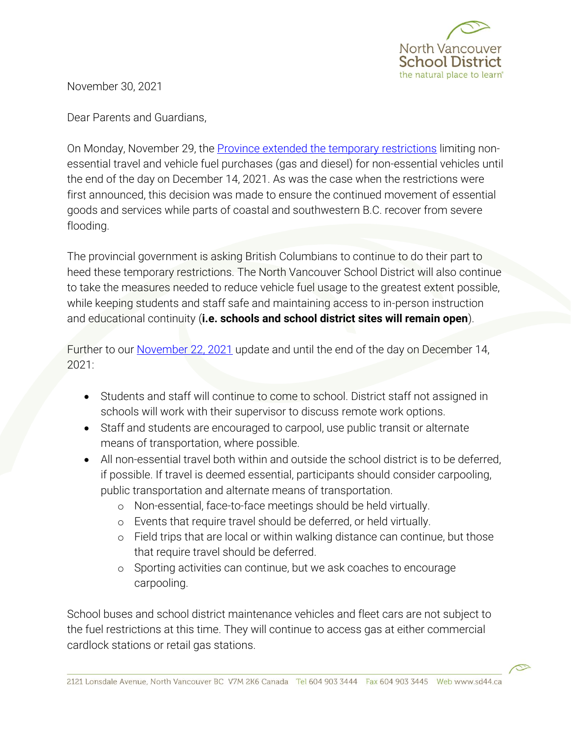North Vancouver School District
the natural place to learn®

November 30, 2021

Dear Parents and Guardians,

On Monday, November 29, the Province extended the temporary restrictions limiting non-essential travel and vehicle fuel purchases (gas and diesel) for non-essential vehicles until the end of the day on December 14, 2021. As was the case when the restrictions were first announced, this decision was made to ensure the continued movement of essential goods and services while parts of coastal and southwestern B.C. recover from severe flooding.

The provincial government is asking British Columbians to continue to do their part to heed these temporary restrictions. The North Vancouver School District will also continue to take the measures needed to reduce vehicle fuel usage to the greatest extent possible, while keeping students and staff safe and maintaining access to in-person instruction and educational continuity (**i.e. schools and school district sites will remain open**).

Further to our November 22, 2021 update and until the end of the day on December 14, 2021:

- Students and staff will continue to come to school. District staff not assigned in schools will work with their supervisor to discuss remote work options.
- Staff and students are encouraged to carpool, use public transit or alternate means of transportation, where possible.
- All non-essential travel both within and outside the school district is to be deferred, if possible. If travel is deemed essential, participants should consider carpooling, public transportation and alternate means of transportation.
  - Non-essential, face-to-face meetings should be held virtually.
  - Events that require travel should be deferred, or held virtually.
  - Field trips that are local or within walking distance can continue, but those that require travel should be deferred.
  - Sporting activities can continue, but we ask coaches to encourage carpooling.

School buses and school district maintenance vehicles and fleet cars are not subject to the fuel restrictions at this time. They will continue to access gas at either commercial cardlock stations or retail gas stations.

2121 Lonsdale Avenue, North Vancouver BC V7M 2K6 Canada Tel 604 903 3444 Fax 604 903 3445 Web www.sd44.ca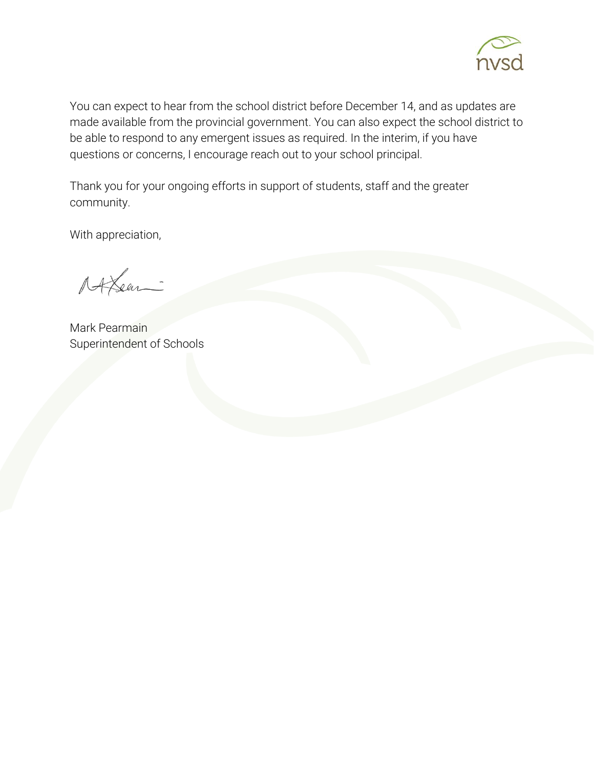You can expect to hear from the school district before December 14, and as updates are made available from the provincial government. You can also expect the school district to be able to respond to any emergent issues as required. In the interim, if you have questions or concerns, I encourage reach out to your school principal.

Thank you for your ongoing efforts in support of students, staff and the greater community.

With appreciation,

Mark Pearmain
Superintendent of Schools